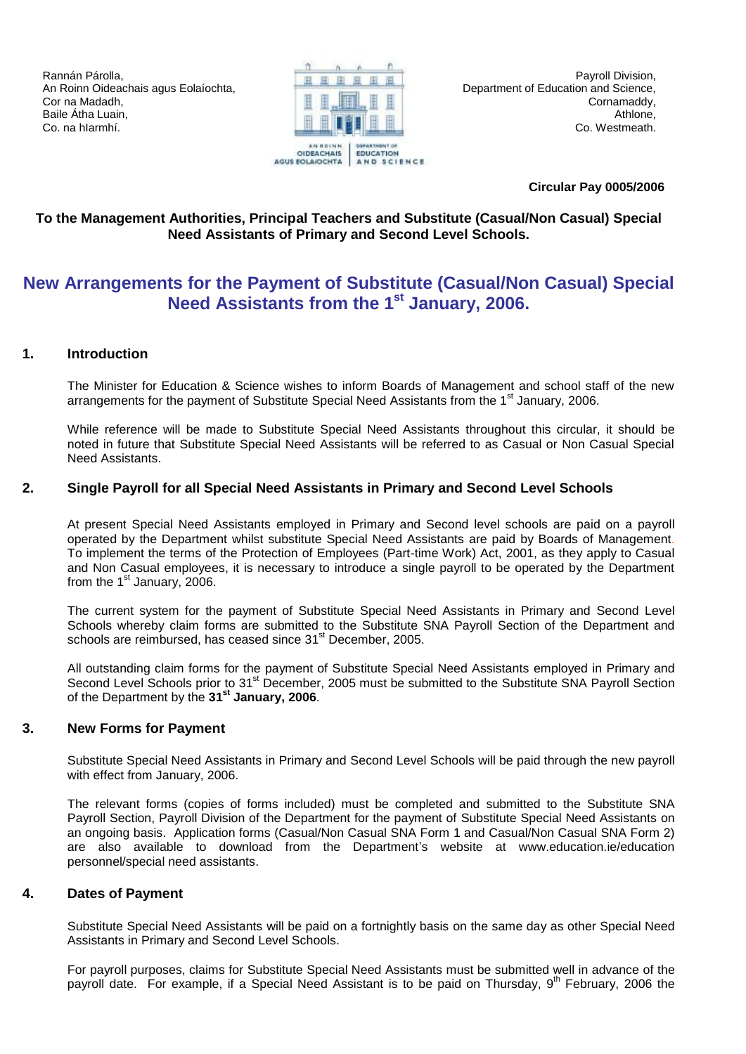Rannán Párolla,
An Roinn Oideachais agus Eolaíochta,
Cor na Madadh,
Baile Átha Luain,
Co. na hIarmhí.

Payroll Division,
Department of Education and Science,
Cornamaddy,
Athlone,
Co. Westmeath.

AN ROINN OIDEACHAIS AGUS EOLAÍOCHTA | DEPARTMENT OF EDUCATION AND SCIENCE

**Circular Pay 0005/2006**

**To the Management Authorities, Principal Teachers and Substitute (Casual/Non Casual) Special Need Assistants of Primary and Second Level Schools.**

# New Arrangements for the Payment of Substitute (Casual/Non Casual) Special Need Assistants from the 1st January, 2006.

## 1. Introduction

The Minister for Education & Science wishes to inform Boards of Management and school staff of the new arrangements for the payment of Substitute Special Need Assistants from the 1st January, 2006.

While reference will be made to Substitute Special Need Assistants throughout this circular, it should be noted in future that Substitute Special Need Assistants will be referred to as Casual or Non Casual Special Need Assistants.

## 2. Single Payroll for all Special Need Assistants in Primary and Second Level Schools

At present Special Need Assistants employed in Primary and Second level schools are paid on a payroll operated by the Department whilst substitute Special Need Assistants are paid by Boards of Management. To implement the terms of the Protection of Employees (Part-time Work) Act, 2001, as they apply to Casual and Non Casual employees, it is necessary to introduce a single payroll to be operated by the Department from the 1st January, 2006.

The current system for the payment of Substitute Special Need Assistants in Primary and Second Level Schools whereby claim forms are submitted to the Substitute SNA Payroll Section of the Department and schools are reimbursed, has ceased since 31st December, 2005.

All outstanding claim forms for the payment of Substitute Special Need Assistants employed in Primary and Second Level Schools prior to 31st December, 2005 must be submitted to the Substitute SNA Payroll Section of the Department by the **31st January, 2006**.

## 3. New Forms for Payment

Substitute Special Need Assistants in Primary and Second Level Schools will be paid through the new payroll with effect from January, 2006.

The relevant forms (copies of forms included) must be completed and submitted to the Substitute SNA Payroll Section, Payroll Division of the Department for the payment of Substitute Special Need Assistants on an ongoing basis. Application forms (Casual/Non Casual SNA Form 1 and Casual/Non Casual SNA Form 2) are also available to download from the Department's website at www.education.ie/education personnel/special need assistants.

## 4. Dates of Payment

Substitute Special Need Assistants will be paid on a fortnightly basis on the same day as other Special Need Assistants in Primary and Second Level Schools.

For payroll purposes, claims for Substitute Special Need Assistants must be submitted well in advance of the payroll date. For example, if a Special Need Assistant is to be paid on Thursday, 9th February, 2006 the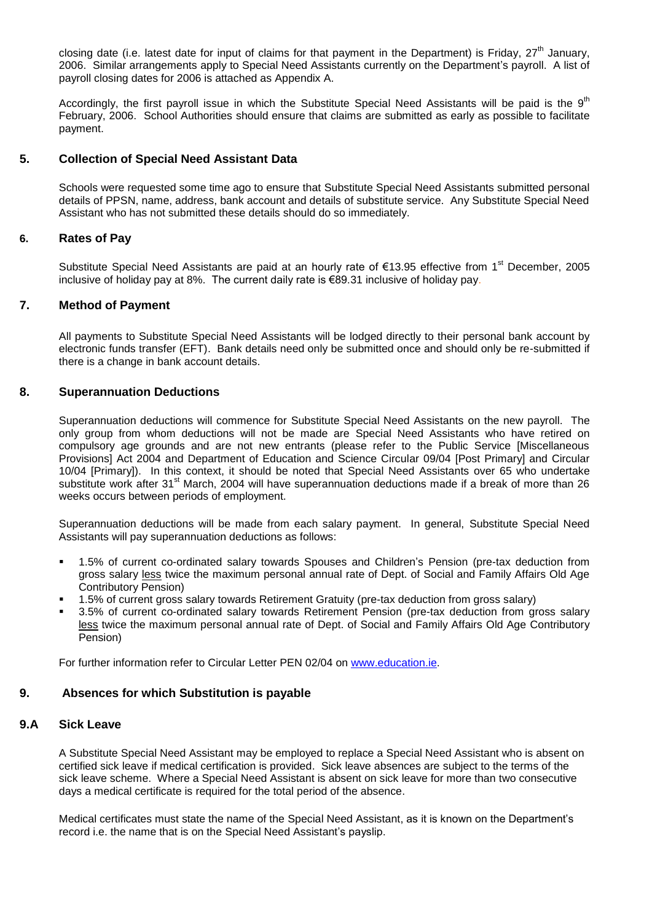closing date (i.e. latest date for input of claims for that payment in the Department) is Friday, 27th January, 2006. Similar arrangements apply to Special Need Assistants currently on the Department's payroll. A list of payroll closing dates for 2006 is attached as Appendix A.

Accordingly, the first payroll issue in which the Substitute Special Need Assistants will be paid is the 9th February, 2006. School Authorities should ensure that claims are submitted as early as possible to facilitate payment.

## 5. Collection of Special Need Assistant Data

Schools were requested some time ago to ensure that Substitute Special Need Assistants submitted personal details of PPSN, name, address, bank account and details of substitute service. Any Substitute Special Need Assistant who has not submitted these details should do so immediately.

## 6. Rates of Pay

Substitute Special Need Assistants are paid at an hourly rate of €13.95 effective from 1st December, 2005 inclusive of holiday pay at 8%. The current daily rate is €89.31 inclusive of holiday pay.

## 7. Method of Payment

All payments to Substitute Special Need Assistants will be lodged directly to their personal bank account by electronic funds transfer (EFT). Bank details need only be submitted once and should only be re-submitted if there is a change in bank account details.

## 8. Superannuation Deductions

Superannuation deductions will commence for Substitute Special Need Assistants on the new payroll. The only group from whom deductions will not be made are Special Need Assistants who have retired on compulsory age grounds and are not new entrants (please refer to the Public Service [Miscellaneous Provisions] Act 2004 and Department of Education and Science Circular 09/04 [Post Primary] and Circular 10/04 [Primary]). In this context, it should be noted that Special Need Assistants over 65 who undertake substitute work after 31st March, 2004 will have superannuation deductions made if a break of more than 26 weeks occurs between periods of employment.

Superannuation deductions will be made from each salary payment. In general, Substitute Special Need Assistants will pay superannuation deductions as follows:

- 1.5% of current co-ordinated salary towards Spouses and Children's Pension (pre-tax deduction from gross salary less twice the maximum personal annual rate of Dept. of Social and Family Affairs Old Age Contributory Pension)
- 1.5% of current gross salary towards Retirement Gratuity (pre-tax deduction from gross salary)
- 3.5% of current co-ordinated salary towards Retirement Pension (pre-tax deduction from gross salary less twice the maximum personal annual rate of Dept. of Social and Family Affairs Old Age Contributory Pension)

For further information refer to Circular Letter PEN 02/04 on www.education.ie.

## 9. Absences for which Substitution is payable

### 9.A Sick Leave

A Substitute Special Need Assistant may be employed to replace a Special Need Assistant who is absent on certified sick leave if medical certification is provided. Sick leave absences are subject to the terms of the sick leave scheme. Where a Special Need Assistant is absent on sick leave for more than two consecutive days a medical certificate is required for the total period of the absence.

Medical certificates must state the name of the Special Need Assistant, as it is known on the Department's record i.e. the name that is on the Special Need Assistant's payslip.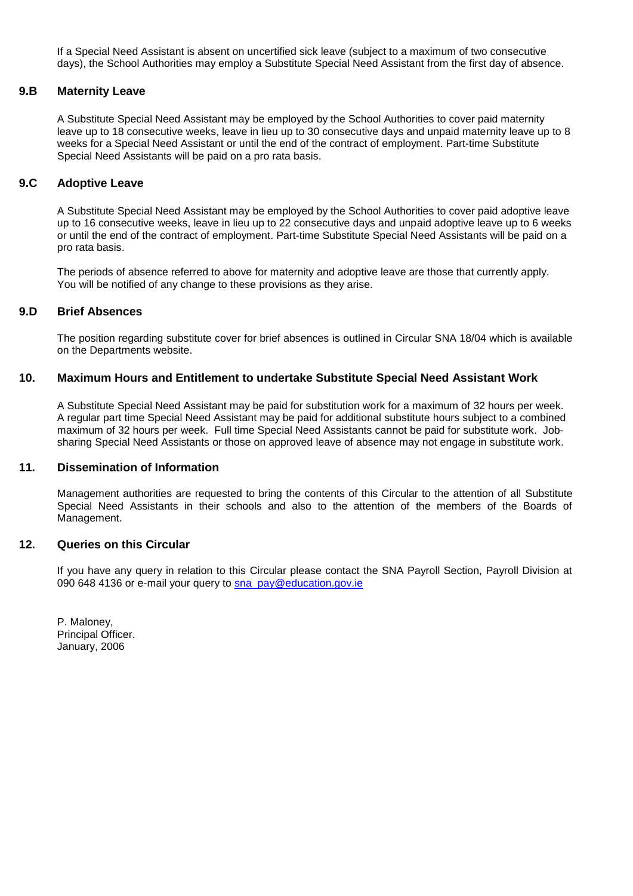If a Special Need Assistant is absent on uncertified sick leave (subject to a maximum of two consecutive days), the School Authorities may employ a Substitute Special Need Assistant from the first day of absence.

## 9.B Maternity Leave

A Substitute Special Need Assistant may be employed by the School Authorities to cover paid maternity leave up to 18 consecutive weeks, leave in lieu up to 30 consecutive days and unpaid maternity leave up to 8 weeks for a Special Need Assistant or until the end of the contract of employment. Part-time Substitute Special Need Assistants will be paid on a pro rata basis.

## 9.C Adoptive Leave

A Substitute Special Need Assistant may be employed by the School Authorities to cover paid adoptive leave up to 16 consecutive weeks, leave in lieu up to 22 consecutive days and unpaid adoptive leave up to 6 weeks or until the end of the contract of employment. Part-time Substitute Special Need Assistants will be paid on a pro rata basis.

The periods of absence referred to above for maternity and adoptive leave are those that currently apply. You will be notified of any change to these provisions as they arise.

## 9.D Brief Absences

The position regarding substitute cover for brief absences is outlined in Circular SNA 18/04 which is available on the Departments website.

## 10. Maximum Hours and Entitlement to undertake Substitute Special Need Assistant Work

A Substitute Special Need Assistant may be paid for substitution work for a maximum of 32 hours per week. A regular part time Special Need Assistant may be paid for additional substitute hours subject to a combined maximum of 32 hours per week. Full time Special Need Assistants cannot be paid for substitute work. Job-sharing Special Need Assistants or those on approved leave of absence may not engage in substitute work.

## 11. Dissemination of Information

Management authorities are requested to bring the contents of this Circular to the attention of all Substitute Special Need Assistants in their schools and also to the attention of the members of the Boards of Management.

## 12. Queries on this Circular

If you have any query in relation to this Circular please contact the SNA Payroll Section, Payroll Division at 090 648 4136 or e-mail your query to sna_pay@education.gov.ie

P. Maloney,
Principal Officer.
January, 2006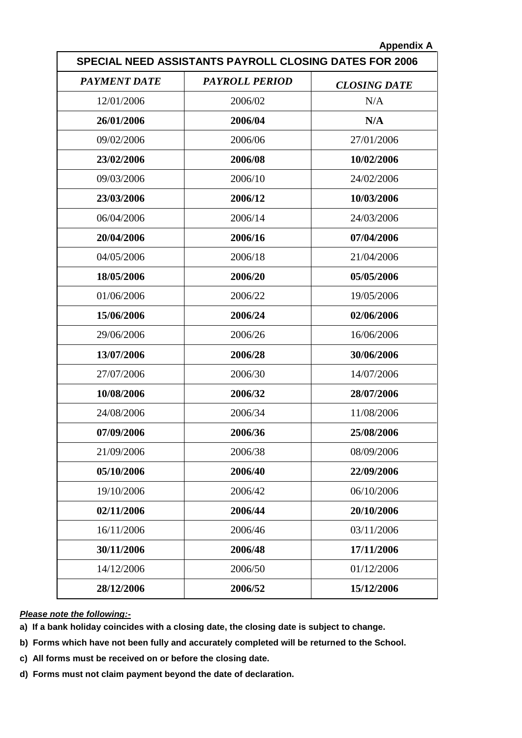**Appendix A**

## SPECIAL NEED ASSISTANTS PAYROLL CLOSING DATES FOR 2006

| *PAYMENT DATE* | *PAYROLL PERIOD* | *CLOSING DATE* |
|---|---|---|
| 12/01/2006 | 2006/02 | N/A |
| **26/01/2006** | **2006/04** | **N/A** |
| 09/02/2006 | 2006/06 | 27/01/2006 |
| **23/02/2006** | **2006/08** | **10/02/2006** |
| 09/03/2006 | 2006/10 | 24/02/2006 |
| **23/03/2006** | **2006/12** | **10/03/2006** |
| 06/04/2006 | 2006/14 | 24/03/2006 |
| **20/04/2006** | **2006/16** | **07/04/2006** |
| 04/05/2006 | 2006/18 | 21/04/2006 |
| **18/05/2006** | **2006/20** | **05/05/2006** |
| 01/06/2006 | 2006/22 | 19/05/2006 |
| **15/06/2006** | **2006/24** | **02/06/2006** |
| 29/06/2006 | 2006/26 | 16/06/2006 |
| **13/07/2006** | **2006/28** | **30/06/2006** |
| 27/07/2006 | 2006/30 | 14/07/2006 |
| **10/08/2006** | **2006/32** | **28/07/2006** |
| 24/08/2006 | 2006/34 | 11/08/2006 |
| **07/09/2006** | **2006/36** | **25/08/2006** |
| 21/09/2006 | 2006/38 | 08/09/2006 |
| **05/10/2006** | **2006/40** | **22/09/2006** |
| 19/10/2006 | 2006/42 | 06/10/2006 |
| **02/11/2006** | **2006/44** | **20/10/2006** |
| 16/11/2006 | 2006/46 | 03/11/2006 |
| **30/11/2006** | **2006/48** | **17/11/2006** |
| 14/12/2006 | 2006/50 | 01/12/2006 |
| **28/12/2006** | **2006/52** | **15/12/2006** |

***Please note the following:-***

**a) If a bank holiday coincides with a closing date, the closing date is subject to change.**

**b) Forms which have not been fully and accurately completed will be returned to the School.**

**c) All forms must be received on or before the closing date.**

**d) Forms must not claim payment beyond the date of declaration.**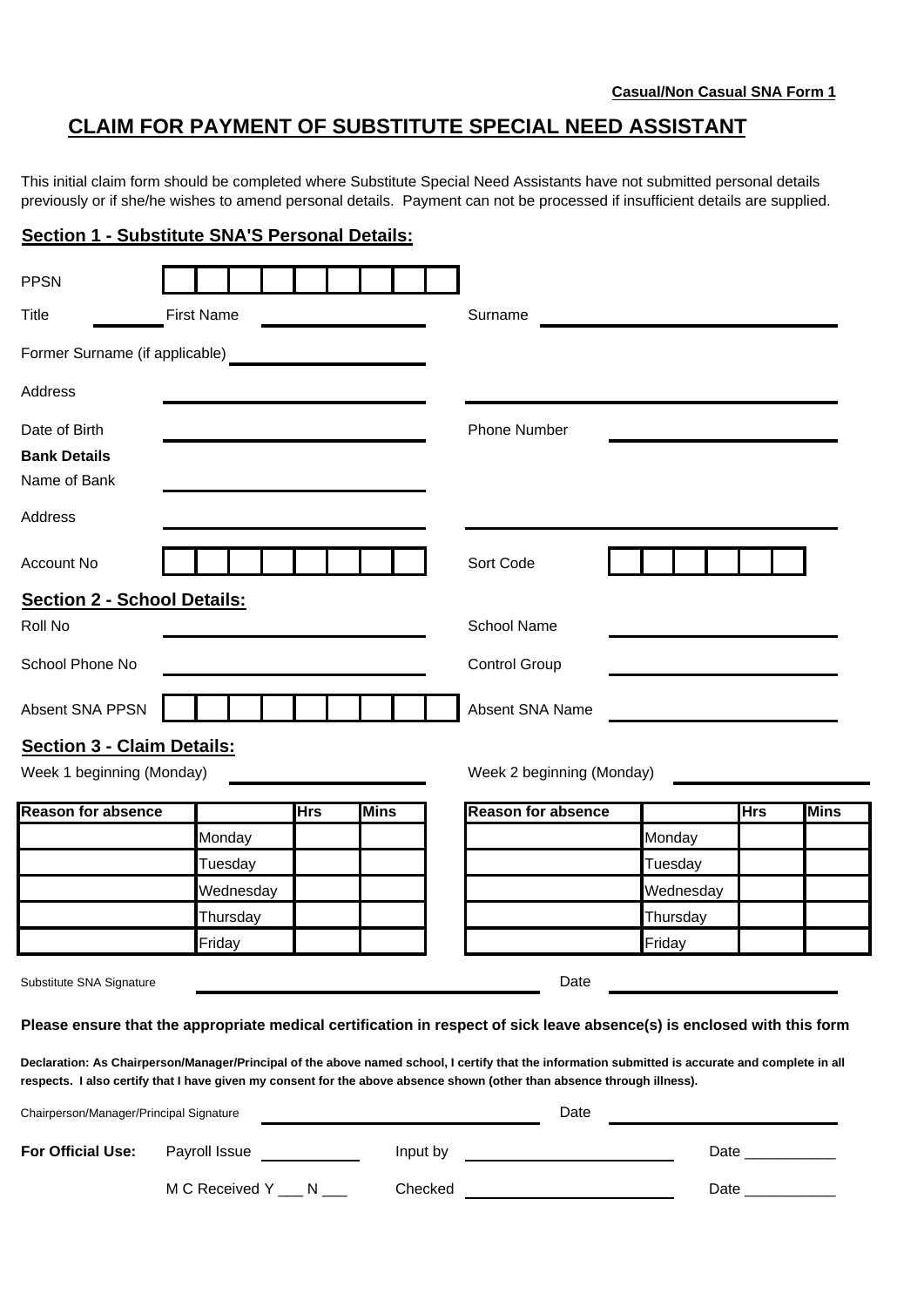**Casual/Non Casual SNA Form 1**

# CLAIM FOR PAYMENT OF SUBSTITUTE SPECIAL NEED ASSISTANT

This initial claim form should be completed where Substitute Special Need Assistants have not submitted personal details previously or if she/he wishes to amend personal details. Payment can not be processed if insufficient details are supplied.

## Section 1 - Substitute SNA'S Personal Details:

PPSN | | | | | | | | | |

Title ________ First Name ______________________ Surname ______________________________

Former Surname (if applicable) ______________________

Address ______________________________ ______________________________

Date of Birth ______________________ Phone Number ______________________

**Bank Details**

Name of Bank ______________________

Address ______________________________ ______________________________

Account No | | | | | | | | | Sort Code | | | | | | |

## Section 2 - School Details:

Roll No ______________________ School Name ______________________

School Phone No ______________________ Control Group ______________________

Absent SNA PPSN | | | | | | | | | | Absent SNA Name ______________________

## Section 3 - Claim Details:

Week 1 beginning (Monday) ______________________ Week 2 beginning (Monday) ______________________

| Reason for absence | | Hrs | Mins |
|---|---|---|---|
| | Monday | | |
| | Tuesday | | |
| | Wednesday | | |
| | Thursday | | |
| | Friday | | |

| Reason for absence | | Hrs | Mins |
|---|---|---|---|
| | Monday | | |
| | Tuesday | | |
| | Wednesday | | |
| | Thursday | | |
| | Friday | | |

Substitute SNA Signature ______________________________ Date ______________________

**Please ensure that the appropriate medical certification in respect of sick leave absence(s) is enclosed with this form**

**Declaration: As Chairperson/Manager/Principal of the above named school, I certify that the information submitted is accurate and complete in all respects. I also certify that I have given my consent for the above absence shown (other than absence through illness).**

Chairperson/Manager/Principal Signature ______________________________ Date ______________________

**For Official Use:** Payroll Issue ___________ Input by ______________________ Date ___________

M C Received Y ___ N ___ Checked ______________________ Date ___________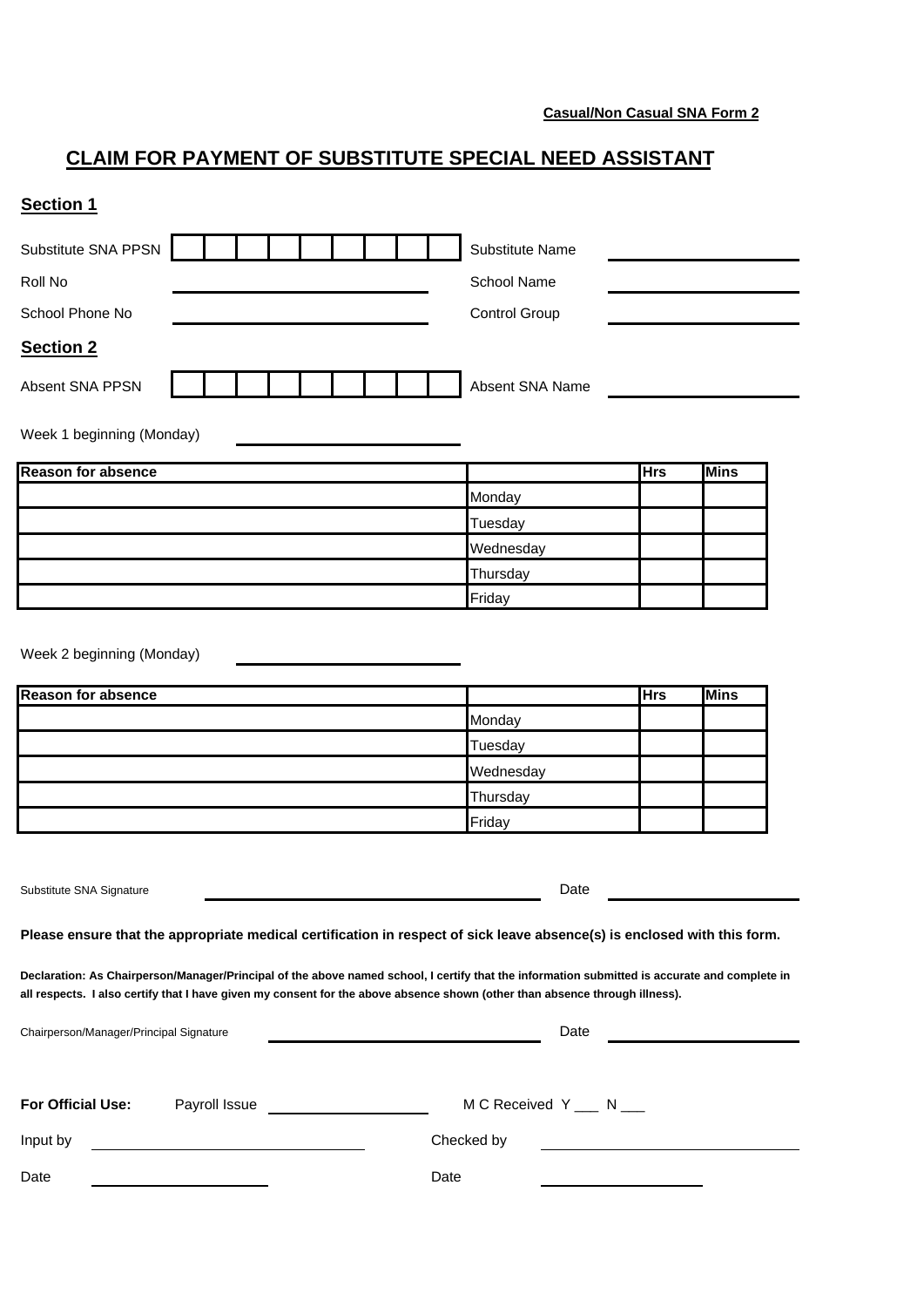**Casual/Non Casual SNA Form 2**

# CLAIM FOR PAYMENT OF SUBSTITUTE SPECIAL NEED ASSISTANT

## Section 1

Substitute SNA PPSN | | | | | | | | | |

Substitute Name ____________________

Roll No ____________________

School Name ____________________

School Phone No ____________________

Control Group ____________________

## Section 2

Absent SNA PPSN | | | | | | | | | |

Absent SNA Name ____________________

Week 1 beginning (Monday) ____________________

| Reason for absence | | Hrs | Mins |
|---|---|---|---|
| | Monday | | |
| | Tuesday | | |
| | Wednesday | | |
| | Thursday | | |
| | Friday | | |

Week 2 beginning (Monday) ____________________

| Reason for absence | | Hrs | Mins |
|---|---|---|---|
| | Monday | | |
| | Tuesday | | |
| | Wednesday | | |
| | Thursday | | |
| | Friday | | |

Substitute SNA Signature ____________________ Date ____________________

**Please ensure that the appropriate medical certification in respect of sick leave absence(s) is enclosed with this form.**

**Declaration: As Chairperson/Manager/Principal of the above named school, I certify that the information submitted is accurate and complete in all respects. I also certify that I have given my consent for the above absence shown (other than absence through illness).**

Chairperson/Manager/Principal Signature ____________________ Date ____________________

**For Official Use:** Payroll Issue ____________________ M C Received Y ___ N ___

Input by ____________________ Checked by ____________________

Date ____________________ Date ____________________